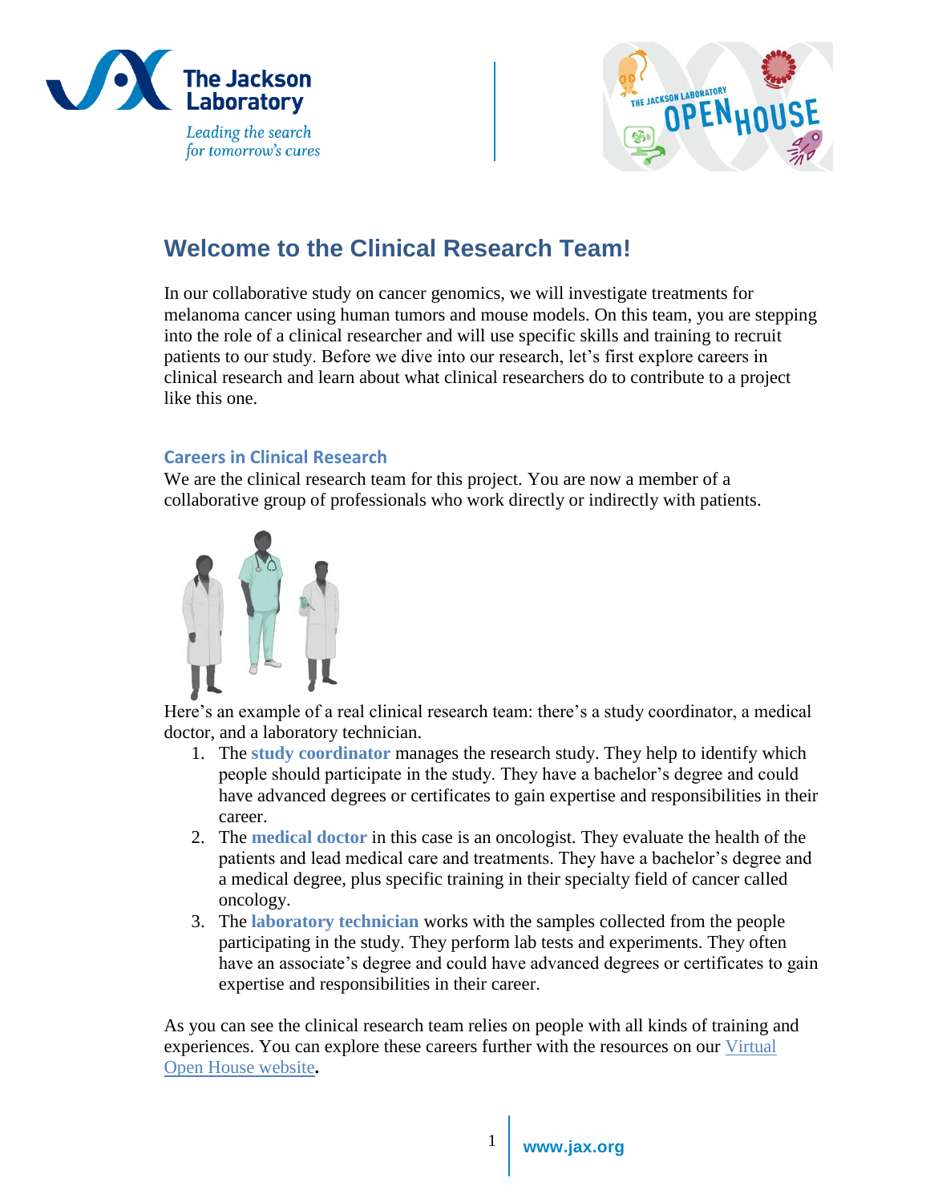# Welcome to the Clinical Research Team!

In our collaborative study on cancer genomics, we will investigate treatments for melanoma cancer using human tumors and mouse models. On this team, you are stepping into the role of a clinical researcher and will use specific skills and training to recruit patients to our study. Before we dive into our research, let's first explore careers in clinical research and learn about what clinical researchers do to contribute to a project like this one.

## Careers in Clinical Research

We are the clinical research team for this project. You are now a member of a collaborative group of professionals who work directly or indirectly with patients.

Here's an example of a real clinical research team: there's a study coordinator, a medical doctor, and a laboratory technician.

1. The **study coordinator** manages the research study. They help to identify which people should participate in the study. They have a bachelor's degree and could have advanced degrees or certificates to gain expertise and responsibilities in their career.
2. The **medical doctor** in this case is an oncologist. They evaluate the health of the patients and lead medical care and treatments. They have a bachelor's degree and a medical degree, plus specific training in their specialty field of cancer called oncology.
3. The **laboratory technician** works with the samples collected from the people participating in the study. They perform lab tests and experiments. They often have an associate's degree and could have advanced degrees or certificates to gain expertise and responsibilities in their career.

As you can see the clinical research team relies on people with all kinds of training and experiences. You can explore these careers further with the resources on our [Virtual Open House website](Virtual Open House website)**.**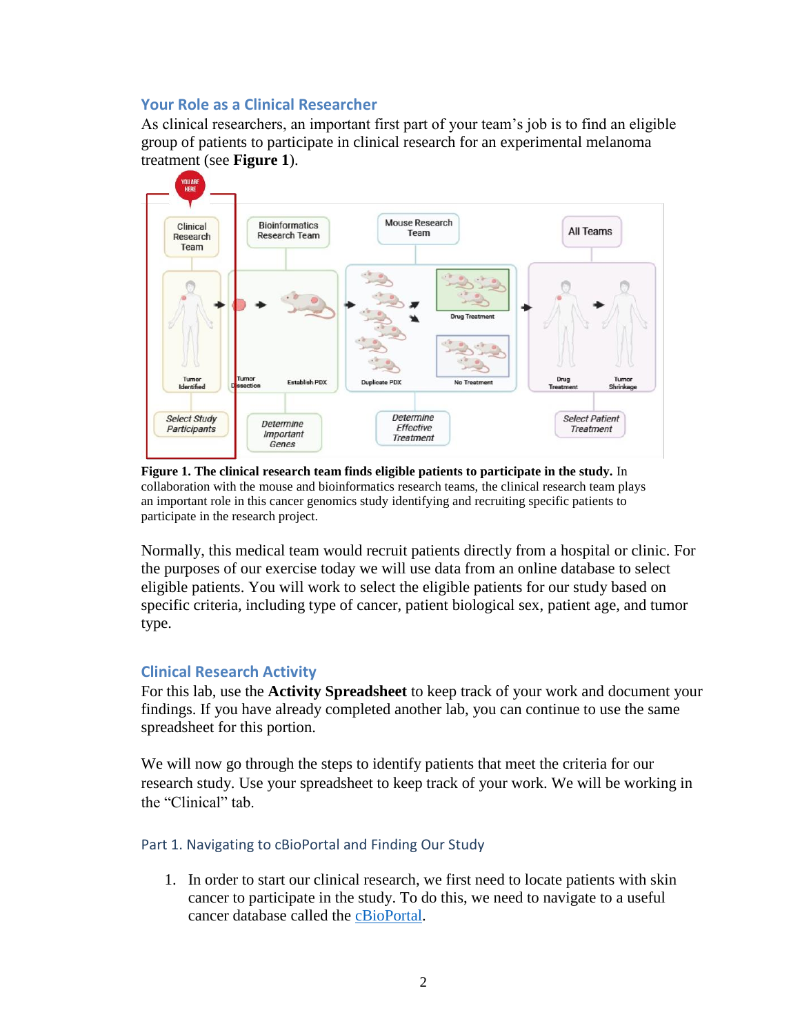### Your Role as a Clinical Researcher

As clinical researchers, an important first part of your team's job is to find an eligible group of patients to participate in clinical research for an experimental melanoma treatment (see **Figure 1**).

**Figure 1. The clinical research team finds eligible patients to participate in the study.** In collaboration with the mouse and bioinformatics research teams, the clinical research team plays an important role in this cancer genomics study identifying and recruiting specific patients to participate in the research project.

Normally, this medical team would recruit patients directly from a hospital or clinic. For the purposes of our exercise today we will use data from an online database to select eligible patients. You will work to select the eligible patients for our study based on specific criteria, including type of cancer, patient biological sex, patient age, and tumor type.

### Clinical Research Activity

For this lab, use the **Activity Spreadsheet** to keep track of your work and document your findings. If you have already completed another lab, you can continue to use the same spreadsheet for this portion.

We will now go through the steps to identify patients that meet the criteria for our research study. Use your spreadsheet to keep track of your work. We will be working in the "Clinical" tab.

#### Part 1. Navigating to cBioPortal and Finding Our Study

1. In order to start our clinical research, we first need to locate patients with skin cancer to participate in the study. To do this, we need to navigate to a useful cancer database called the cBioPortal.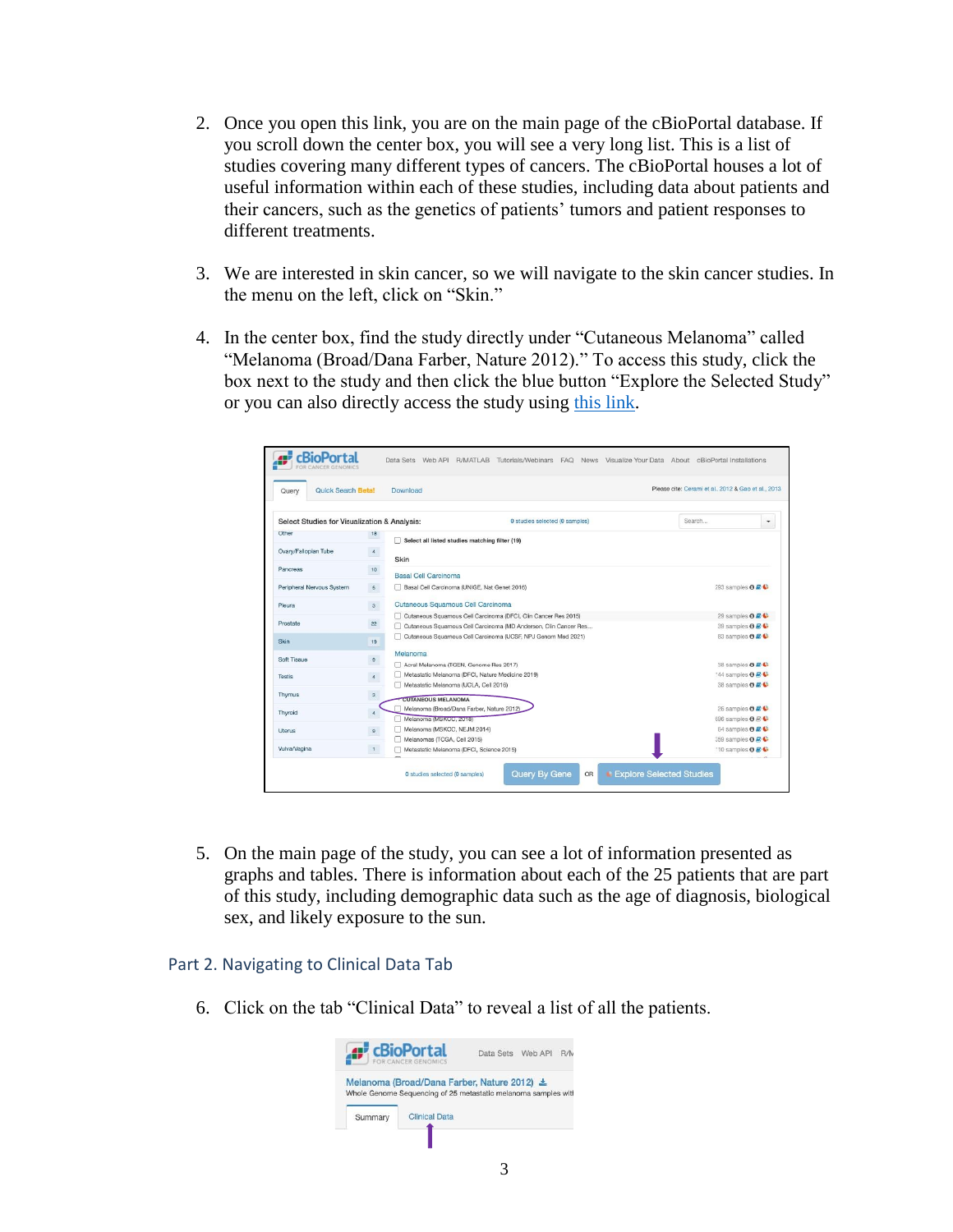2. Once you open this link, you are on the main page of the cBioPortal database. If you scroll down the center box, you will see a very long list. This is a list of studies covering many different types of cancers. The cBioPortal houses a lot of useful information within each of these studies, including data about patients and their cancers, such as the genetics of patients' tumors and patient responses to different treatments.

3. We are interested in skin cancer, so we will navigate to the skin cancer studies. In the menu on the left, click on "Skin."

4. In the center box, find the study directly under "Cutaneous Melanoma" called "Melanoma (Broad/Dana Farber, Nature 2012)." To access this study, click the box next to the study and then click the blue button "Explore the Selected Study" or you can also directly access the study using this link.

5. On the main page of the study, you can see a lot of information presented as graphs and tables. There is information about each of the 25 patients that are part of this study, including demographic data such as the age of diagnosis, biological sex, and likely exposure to the sun.

## Part 2. Navigating to Clinical Data Tab

6. Click on the tab "Clinical Data" to reveal a list of all the patients.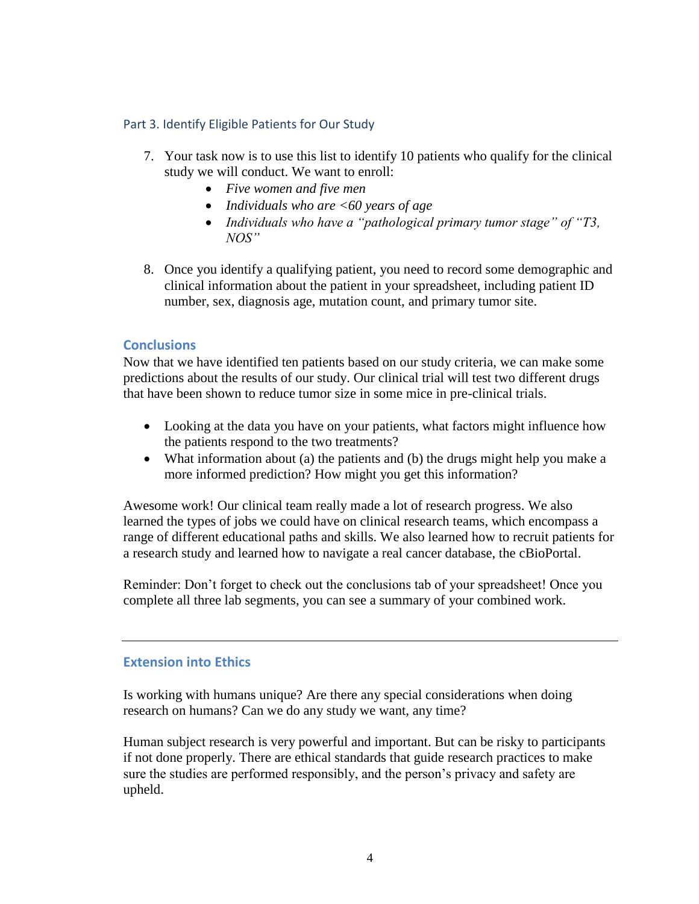### Part 3. Identify Eligible Patients for Our Study

7. Your task now is to use this list to identify 10 patients who qualify for the clinical study we will conduct. We want to enroll:
   - *Five women and five men*
   - *Individuals who are <60 years of age*
   - *Individuals who have a "pathological primary tumor stage" of "T3, NOS"*

8. Once you identify a qualifying patient, you need to record some demographic and clinical information about the patient in your spreadsheet, including patient ID number, sex, diagnosis age, mutation count, and primary tumor site.

## Conclusions

Now that we have identified ten patients based on our study criteria, we can make some predictions about the results of our study. Our clinical trial will test two different drugs that have been shown to reduce tumor size in some mice in pre-clinical trials.

- Looking at the data you have on your patients, what factors might influence how the patients respond to the two treatments?
- What information about (a) the patients and (b) the drugs might help you make a more informed prediction? How might you get this information?

Awesome work! Our clinical team really made a lot of research progress. We also learned the types of jobs we could have on clinical research teams, which encompass a range of different educational paths and skills. We also learned how to recruit patients for a research study and learned how to navigate a real cancer database, the cBioPortal.

Reminder: Don't forget to check out the conclusions tab of your spreadsheet! Once you complete all three lab segments, you can see a summary of your combined work.

---

## Extension into Ethics

Is working with humans unique? Are there any special considerations when doing research on humans? Can we do any study we want, any time?

Human subject research is very powerful and important. But can be risky to participants if not done properly. There are ethical standards that guide research practices to make sure the studies are performed responsibly, and the person's privacy and safety are upheld.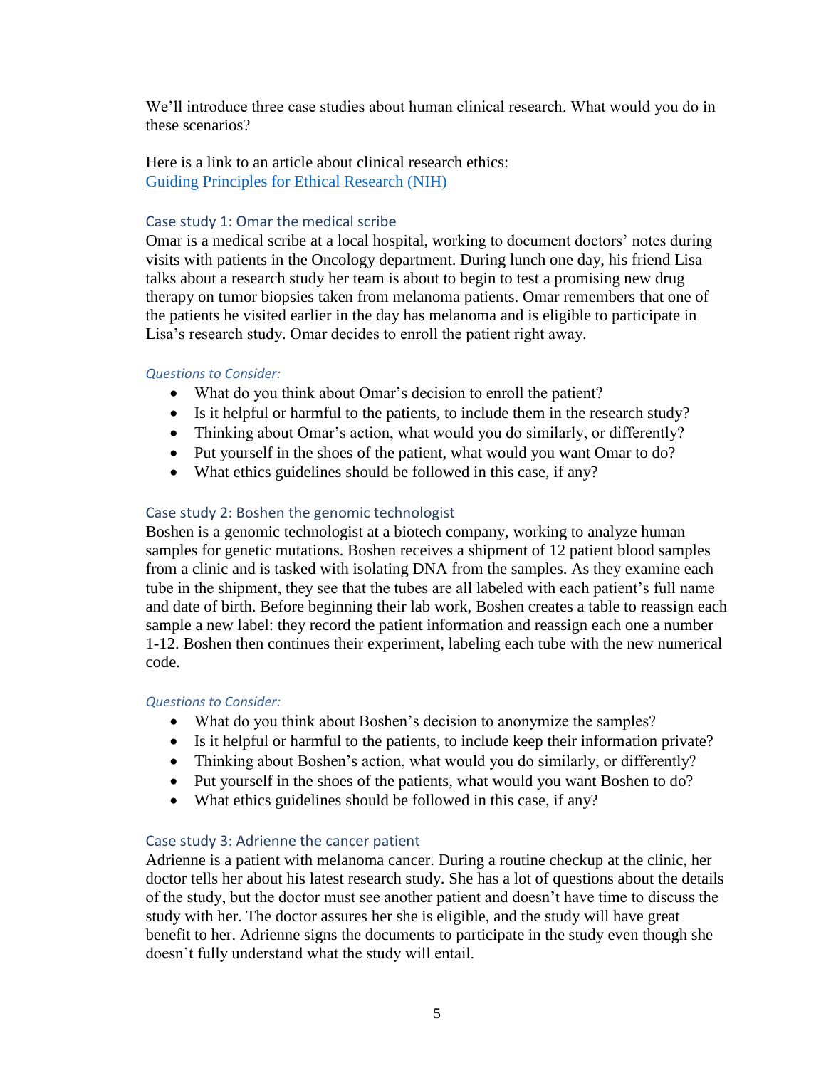We'll introduce three case studies about human clinical research. What would you do in these scenarios?

Here is a link to an article about clinical research ethics:
[Guiding Principles for Ethical Research (NIH)]()

### Case study 1: Omar the medical scribe

Omar is a medical scribe at a local hospital, working to document doctors' notes during visits with patients in the Oncology department. During lunch one day, his friend Lisa talks about a research study her team is about to begin to test a promising new drug therapy on tumor biopsies taken from melanoma patients. Omar remembers that one of the patients he visited earlier in the day has melanoma and is eligible to participate in Lisa's research study. Omar decides to enroll the patient right away.

*Questions to Consider:*

- What do you think about Omar's decision to enroll the patient?
- Is it helpful or harmful to the patients, to include them in the research study?
- Thinking about Omar's action, what would you do similarly, or differently?
- Put yourself in the shoes of the patient, what would you want Omar to do?
- What ethics guidelines should be followed in this case, if any?

### Case study 2: Boshen the genomic technologist

Boshen is a genomic technologist at a biotech company, working to analyze human samples for genetic mutations. Boshen receives a shipment of 12 patient blood samples from a clinic and is tasked with isolating DNA from the samples. As they examine each tube in the shipment, they see that the tubes are all labeled with each patient's full name and date of birth. Before beginning their lab work, Boshen creates a table to reassign each sample a new label: they record the patient information and reassign each one a number 1-12. Boshen then continues their experiment, labeling each tube with the new numerical code.

*Questions to Consider:*

- What do you think about Boshen's decision to anonymize the samples?
- Is it helpful or harmful to the patients, to include keep their information private?
- Thinking about Boshen's action, what would you do similarly, or differently?
- Put yourself in the shoes of the patients, what would you want Boshen to do?
- What ethics guidelines should be followed in this case, if any?

### Case study 3: Adrienne the cancer patient

Adrienne is a patient with melanoma cancer. During a routine checkup at the clinic, her doctor tells her about his latest research study. She has a lot of questions about the details of the study, but the doctor must see another patient and doesn't have time to discuss the study with her. The doctor assures her she is eligible, and the study will have great benefit to her. Adrienne signs the documents to participate in the study even though she doesn't fully understand what the study will entail.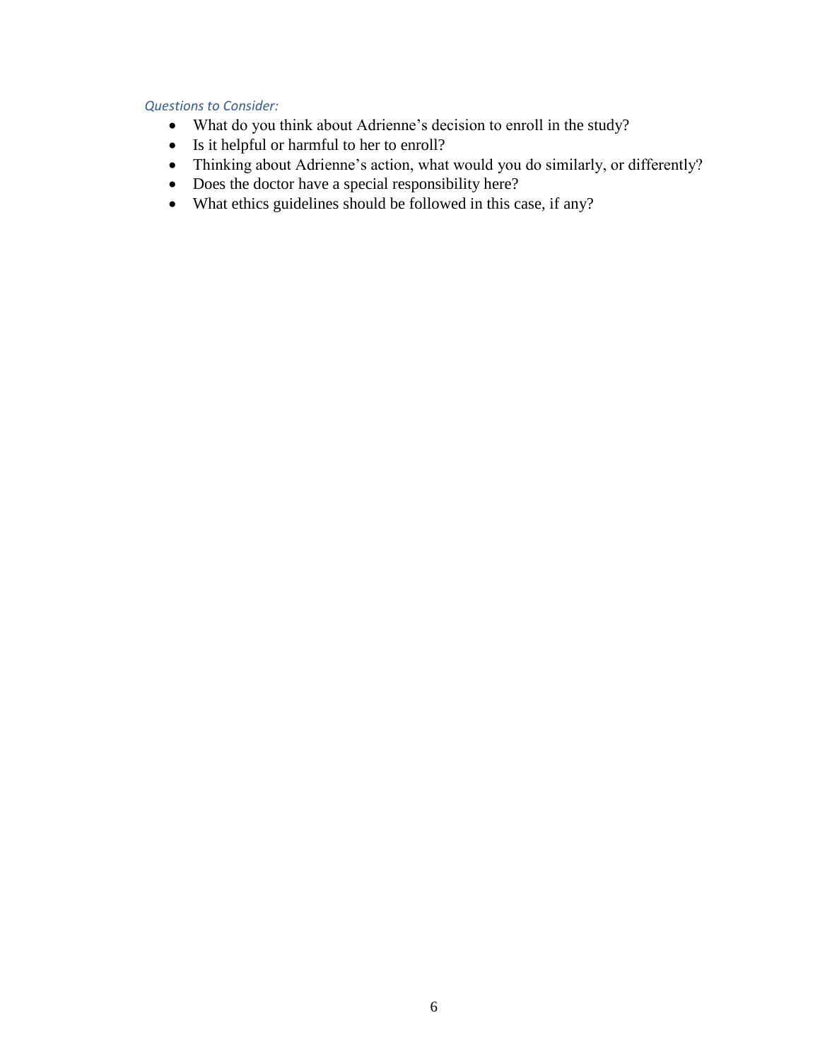*Questions to Consider:*

- What do you think about Adrienne's decision to enroll in the study?
- Is it helpful or harmful to her to enroll?
- Thinking about Adrienne's action, what would you do similarly, or differently?
- Does the doctor have a special responsibility here?
- What ethics guidelines should be followed in this case, if any?